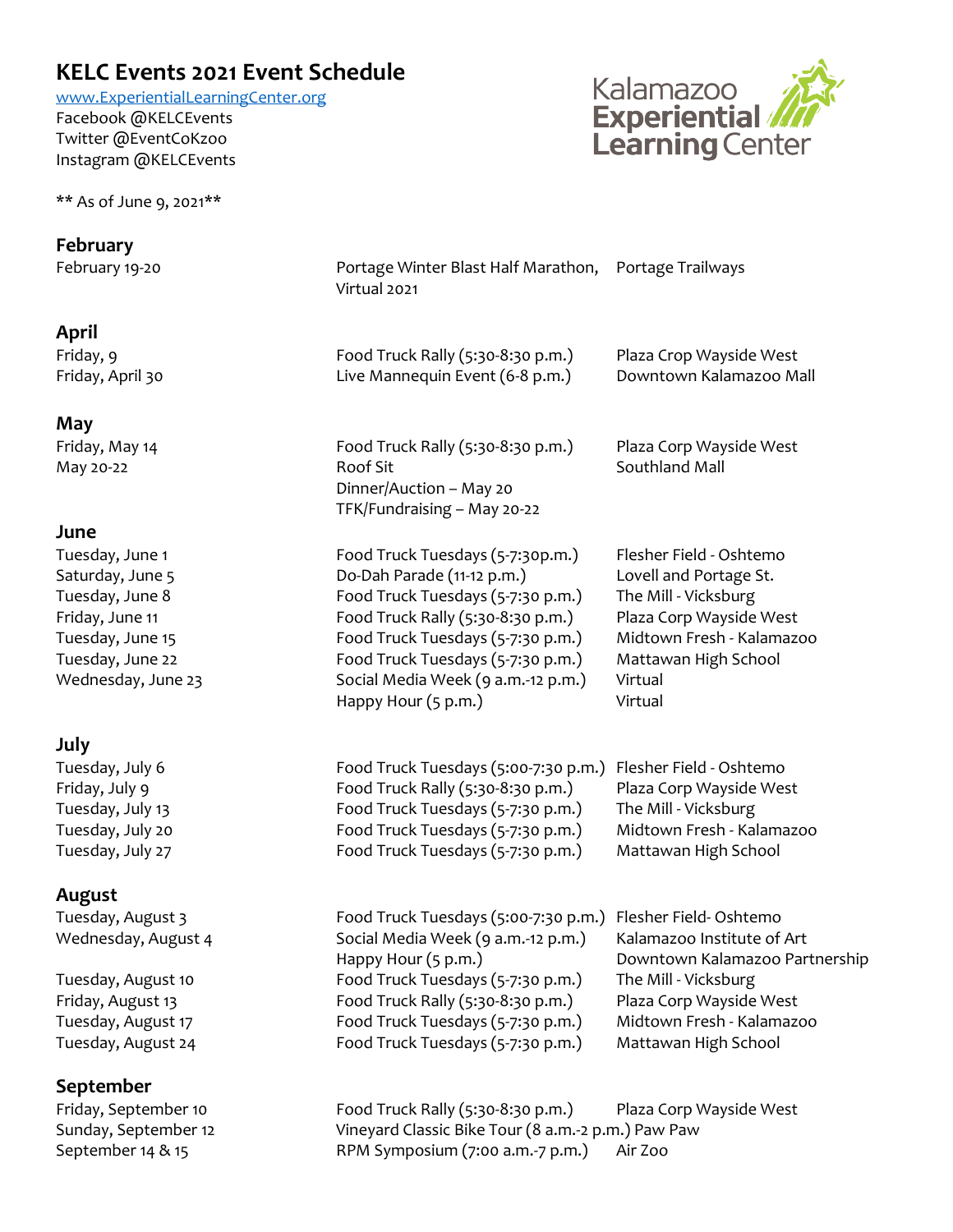# KELC Events 2021 Event Schedule

[www.ExperientialLearningCenter.org](http://www.ExperientialLearningCenter.org)
Facebook @KELCEvents
Twitter @EventCoKzoo
Instagram @KELCEvents

** As of June 9, 2021**

## February

| Date | Event | Location |
|---|---|---|
| February 19-20 | Portage Winter Blast Half Marathon, Virtual 2021 | Portage Trailways |

## April

| Date | Event | Location |
|---|---|---|
| Friday, 9 | Food Truck Rally (5:30-8:30 p.m.) | Plaza Crop Wayside West |
| Friday, April 30 | Live Mannequin Event (6-8 p.m.) | Downtown Kalamazoo Mall |

## May

| Date | Event | Location |
|---|---|---|
| Friday, May 14 | Food Truck Rally (5:30-8:30 p.m.) | Plaza Corp Wayside West |
| May 20-22 | Roof Sit<br>Dinner/Auction – May 20<br>TFK/Fundraising – May 20-22 | Southland Mall |

## June

| Date | Event | Location |
|---|---|---|
| Tuesday, June 1 | Food Truck Tuesdays (5-7:30p.m.) | Flesher Field - Oshtemo |
| Saturday, June 5 | Do-Dah Parade (11-12 p.m.) | Lovell and Portage St. |
| Tuesday, June 8 | Food Truck Tuesdays (5-7:30 p.m.) | The Mill - Vicksburg |
| Friday, June 11 | Food Truck Rally (5:30-8:30 p.m.) | Plaza Corp Wayside West |
| Tuesday, June 15 | Food Truck Tuesdays (5-7:30 p.m.) | Midtown Fresh - Kalamazoo |
| Tuesday, June 22 | Food Truck Tuesdays (5-7:30 p.m.) | Mattawan High School |
| Wednesday, June 23 | Social Media Week (9 a.m.-12 p.m.)<br>Happy Hour (5 p.m.) | Virtual<br>Virtual |

## July

| Date | Event | Location |
|---|---|---|
| Tuesday, July 6 | Food Truck Tuesdays (5:00-7:30 p.m.) | Flesher Field - Oshtemo |
| Friday, July 9 | Food Truck Rally (5:30-8:30 p.m.) | Plaza Corp Wayside West |
| Tuesday, July 13 | Food Truck Tuesdays (5-7:30 p.m.) | The Mill - Vicksburg |
| Tuesday, July 20 | Food Truck Tuesdays (5-7:30 p.m.) | Midtown Fresh - Kalamazoo |
| Tuesday, July 27 | Food Truck Tuesdays (5-7:30 p.m.) | Mattawan High School |

## August

| Date | Event | Location |
|---|---|---|
| Tuesday, August 3 | Food Truck Tuesdays (5:00-7:30 p.m.) | Flesher Field- Oshtemo |
| Wednesday, August 4 | Social Media Week (9 a.m.-12 p.m.)<br>Happy Hour (5 p.m.) | Kalamazoo Institute of Art<br>Downtown Kalamazoo Partnership |
| Tuesday, August 10 | Food Truck Tuesdays (5-7:30 p.m.) | The Mill - Vicksburg |
| Friday, August 13 | Food Truck Rally (5:30-8:30 p.m.) | Plaza Corp Wayside West |
| Tuesday, August 17 | Food Truck Tuesdays (5-7:30 p.m.) | Midtown Fresh - Kalamazoo |
| Tuesday, August 24 | Food Truck Tuesdays (5-7:30 p.m.) | Mattawan High School |

## September

| Date | Event | Location |
|---|---|---|
| Friday, September 10 | Food Truck Rally (5:30-8:30 p.m.) | Plaza Corp Wayside West |
| Sunday, September 12 | Vineyard Classic Bike Tour (8 a.m.-2 p.m.) | Paw Paw |
| September 14 & 15 | RPM Symposium (7:00 a.m.-7 p.m.) | Air Zoo |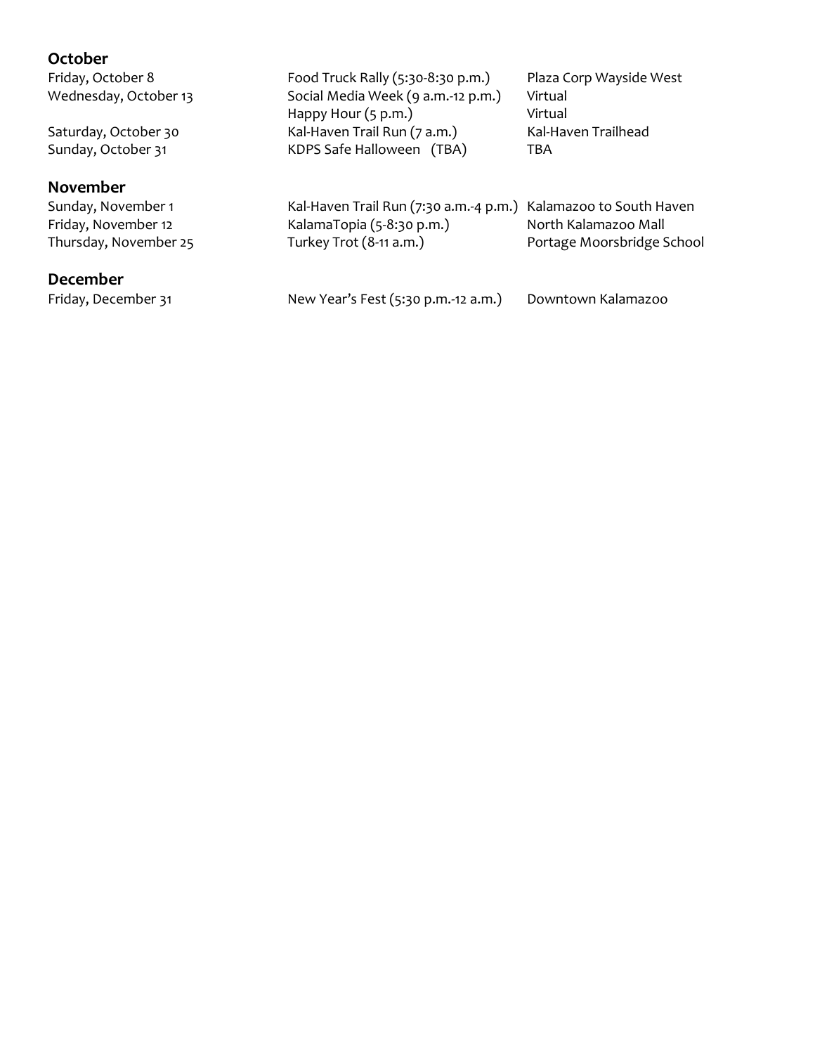**October**

| | | |
|---|---|---|
| Friday, October 8 | Food Truck Rally (5:30-8:30 p.m.) | Plaza Corp Wayside West |
| Wednesday, October 13 | Social Media Week (9 a.m.-12 p.m.) | Virtual |
| | Happy Hour (5 p.m.) | Virtual |
| Saturday, October 30 | Kal-Haven Trail Run (7 a.m.) | Kal-Haven Trailhead |
| Sunday, October 31 | KDPS Safe Halloween (TBA) | TBA |

**November**

| | | |
|---|---|---|
| Sunday, November 1 | Kal-Haven Trail Run (7:30 a.m.-4 p.m.) | Kalamazoo to South Haven |
| Friday, November 12 | KalamaTopia (5-8:30 p.m.) | North Kalamazoo Mall |
| Thursday, November 25 | Turkey Trot (8-11 a.m.) | Portage Moorsbridge School |

**December**

| | | |
|---|---|---|
| Friday, December 31 | New Year's Fest (5:30 p.m.-12 a.m.) | Downtown Kalamazoo |